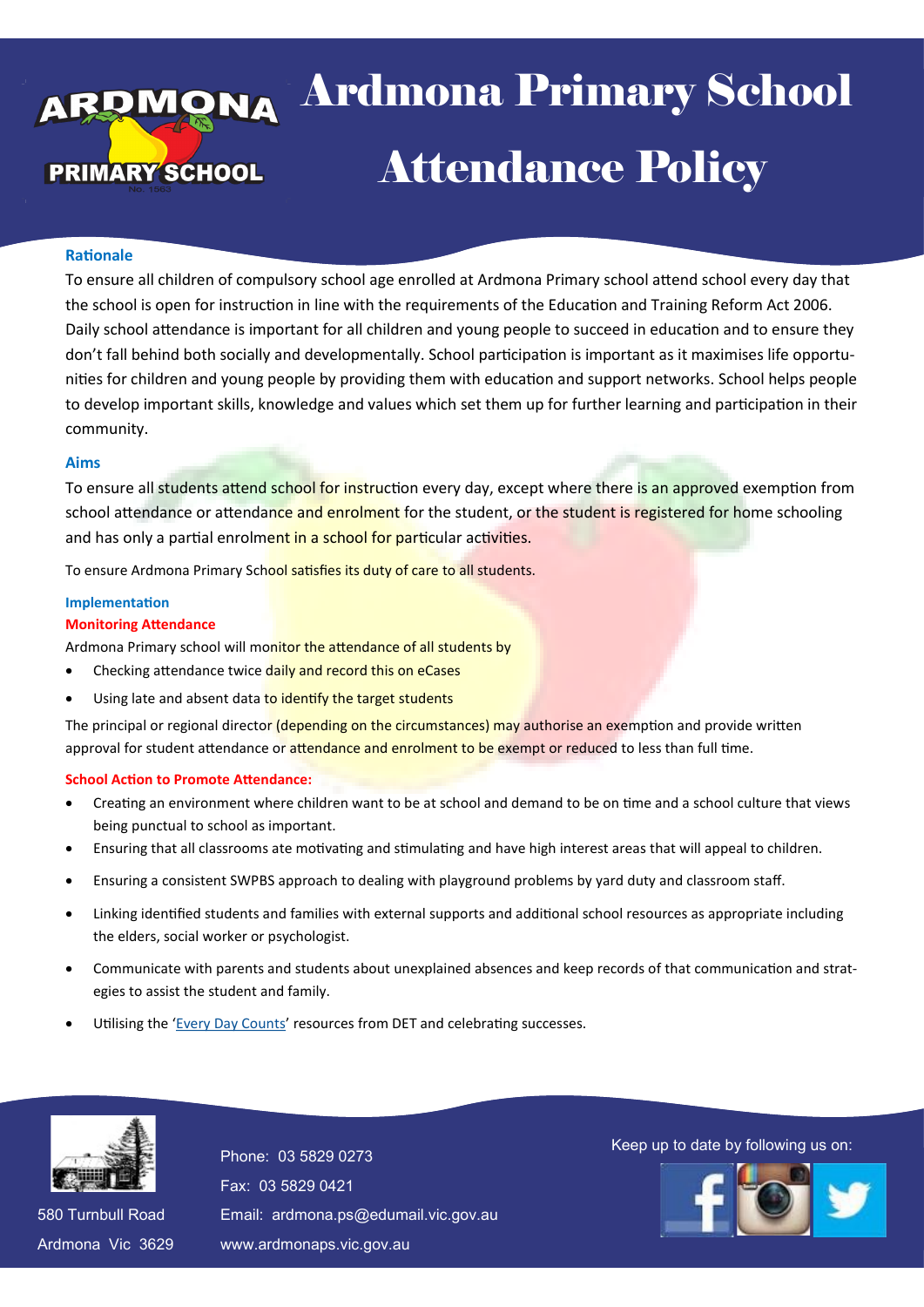# Ardmona Primary School Attendance Policy

### Rationale

To ensure all children of compulsory school age enrolled at Ardmona Primary school attend school every day that the school is open for instruction in line with the requirements of the Education and Training Reform Act 2006. Daily school attendance is important for all children and young people to succeed in education and to ensure they don't fall behind both socially and developmentally. School participation is important as it maximises life opportunities for children and young people by providing them with education and support networks. School helps people to develop important skills, knowledge and values which set them up for further learning and participation in their community.

### Aims

To ensure all students attend school for instruction every day, except where there is an approved exemption from school attendance or attendance and enrolment for the student, or the student is registered for home schooling and has only a partial enrolment in a school for particular activities.

To ensure Ardmona Primary School satisfies its duty of care to all students.

### Implementation

#### Monitoring Attendance

Ardmona Primary school will monitor the attendance of all students by

- Checking attendance twice daily and record this on eCases
- Using late and absent data to identify the target students

The principal or regional director (depending on the circumstances) may authorise an exemption and provide written approval for student attendance or attendance and enrolment to be exempt or reduced to less than full time.

#### School Action to Promote Attendance:

- Creating an environment where children want to be at school and demand to be on time and a school culture that views being punctual to school as important.
- Ensuring that all classrooms ate motivating and stimulating and have high interest areas that will appeal to children.
- Ensuring a consistent SWPBS approach to dealing with playground problems by yard duty and classroom staff.
- Linking identified students and families with external supports and additional school resources as appropriate including the elders, social worker or psychologist.
- Communicate with parents and students about unexplained absences and keep records of that communication and strategies to assist the student and family.
- Utilising the 'Every Day Counts' resources from DET and celebrating successes.

580 Turnbull Road
Ardmona Vic 3629

Phone: 03 5829 0273
Fax: 03 5829 0421
Email: ardmona.ps@edumail.vic.gov.au
www.ardmonaps.vic.gov.au

Keep up to date by following us on: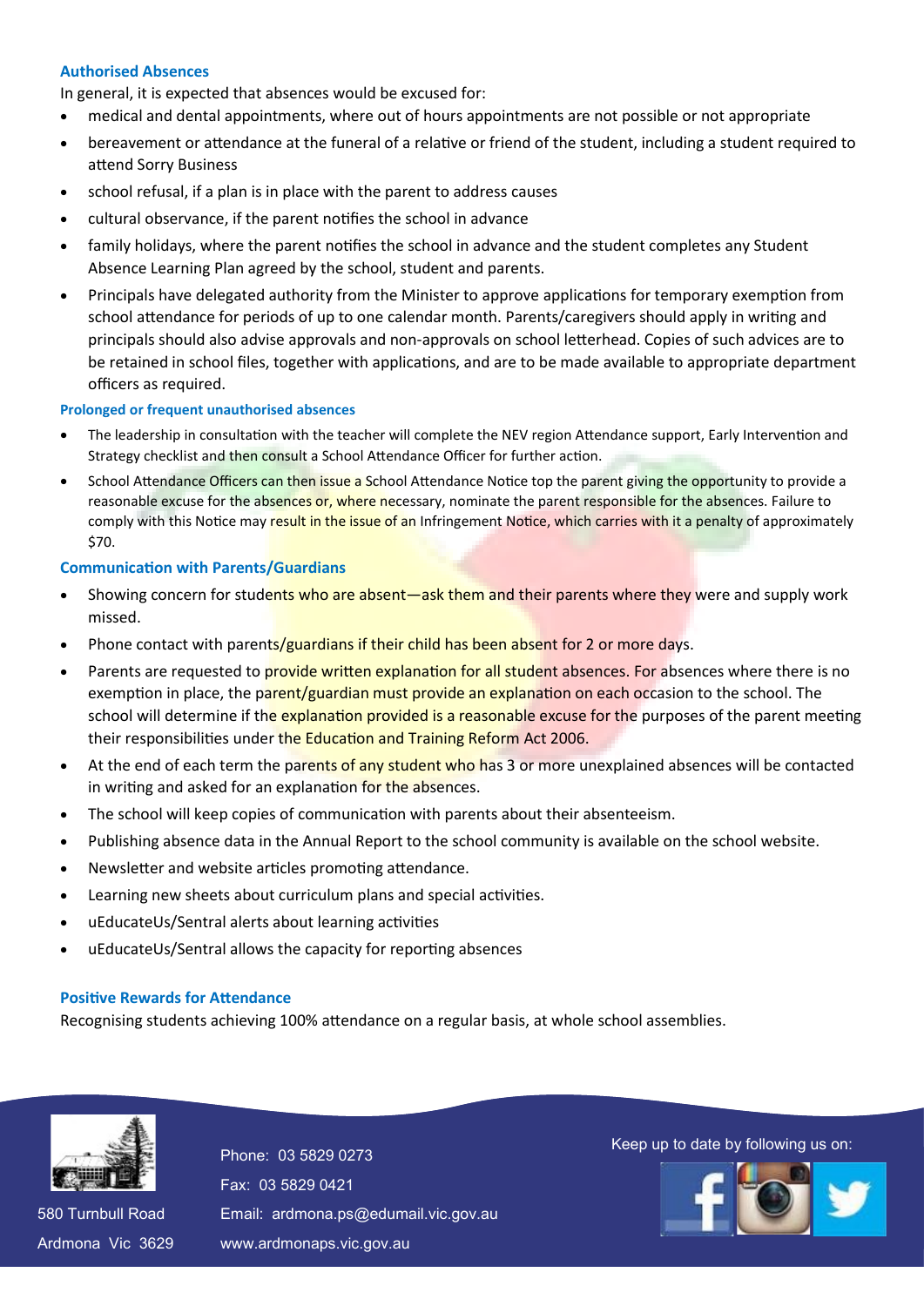### Authorised Absences

In general, it is expected that absences would be excused for:

- medical and dental appointments, where out of hours appointments are not possible or not appropriate
- bereavement or attendance at the funeral of a relative or friend of the student, including a student required to attend Sorry Business
- school refusal, if a plan is in place with the parent to address causes
- cultural observance, if the parent notifies the school in advance
- family holidays, where the parent notifies the school in advance and the student completes any Student Absence Learning Plan agreed by the school, student and parents.
- Principals have delegated authority from the Minister to approve applications for temporary exemption from school attendance for periods of up to one calendar month. Parents/caregivers should apply in writing and principals should also advise approvals and non-approvals on school letterhead. Copies of such advices are to be retained in school files, together with applications, and are to be made available to appropriate department officers as required.

#### Prolonged or frequent unauthorised absences

- The leadership in consultation with the teacher will complete the NEV region Attendance support, Early Intervention and Strategy checklist and then consult a School Attendance Officer for further action.
- School Attendance Officers can then issue a School Attendance Notice top the parent giving the opportunity to provide a reasonable excuse for the absences or, where necessary, nominate the parent responsible for the absences. Failure to comply with this Notice may result in the issue of an Infringement Notice, which carries with it a penalty of approximately $70.

### Communication with Parents/Guardians

- Showing concern for students who are absent—ask them and their parents where they were and supply work missed.
- Phone contact with parents/guardians if their child has been absent for 2 or more days.
- Parents are requested to provide written explanation for all student absences. For absences where there is no exemption in place, the parent/guardian must provide an explanation on each occasion to the school. The school will determine if the explanation provided is a reasonable excuse for the purposes of the parent meeting their responsibilities under the Education and Training Reform Act 2006.
- At the end of each term the parents of any student who has 3 or more unexplained absences will be contacted in writing and asked for an explanation for the absences.
- The school will keep copies of communication with parents about their absenteeism.
- Publishing absence data in the Annual Report to the school community is available on the school website.
- Newsletter and website articles promoting attendance.
- Learning new sheets about curriculum plans and special activities.
- uEducateUs/Sentral alerts about learning activities
- uEducateUs/Sentral allows the capacity for reporting absences

### Positive Rewards for Attendance

Recognising students achieving 100% attendance on a regular basis, at whole school assemblies.

580 Turnbull Road
Ardmona Vic 3629

Phone: 03 5829 0273
Fax: 03 5829 0421
Email: ardmona.ps@edumail.vic.gov.au
www.ardmonaps.vic.gov.au

Keep up to date by following us on: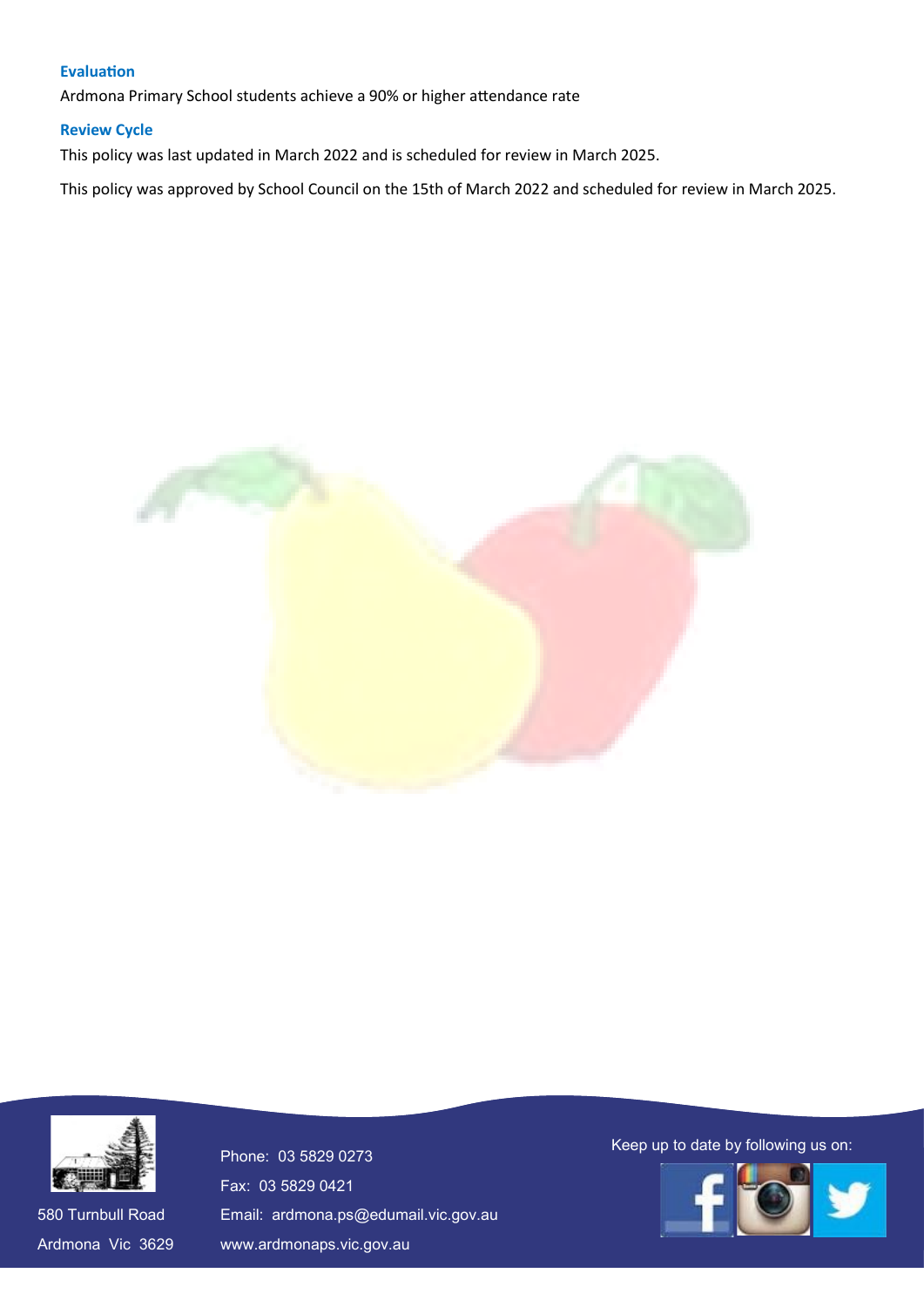### Evaluation

Ardmona Primary School students achieve a 90% or higher attendance rate

### Review Cycle

This policy was last updated in March 2022 and is scheduled for review in March 2025.

This policy was approved by School Council on the 15th of March 2022 and scheduled for review in March 2025.